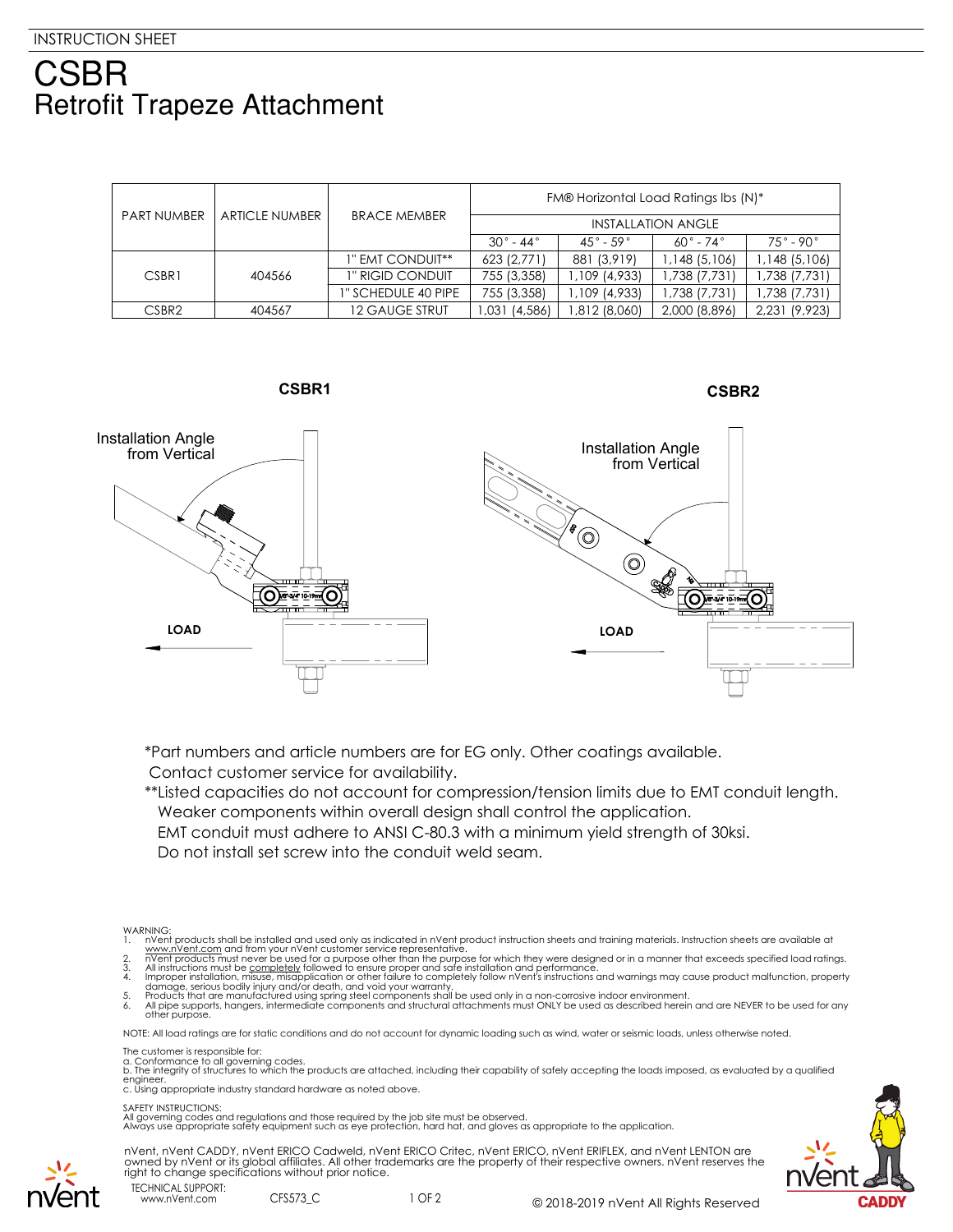INSTRUCTION SHEET

# CSBR
## Retrofit Trapeze Attachment

| PART NUMBER | ARTICLE NUMBER | BRACE MEMBER | FM® Horizontal Load Ratings lbs (N)* | | | |
|---|---|---|---|---|---|---|
| | | | INSTALLATION ANGLE | | | |
| | | | 30° - 44° | 45° - 59° | 60° - 74° | 75° - 90° |
| CSBR1 | 404566 | 1" EMT CONDUIT** | 623 (2,771) | 881 (3,919) | 1,148 (5,106) | 1,148 (5,106) |
| | | 1" RIGID CONDUIT | 755 (3,358) | 1,109 (4,933) | 1,738 (7,731) | 1,738 (7,731) |
| | | 1" SCHEDULE 40 PIPE | 755 (3,358) | 1,109 (4,933) | 1,738 (7,731) | 1,738 (7,731) |
| CSBR2 | 404567 | 12 GAUGE STRUT | 1,031 (4,586) | 1,812 (8,060) | 2,000 (8,896) | 2,231 (9,923) |

**CSBR1** **CSBR2**

Installation Angle from Vertical

LOAD

*Part numbers and article numbers are for EG only. Other coatings available. Contact customer service for availability.

**Listed capacities do not account for compression/tension limits due to EMT conduit length. Weaker components within overall design shall control the application. EMT conduit must adhere to ANSI C-80.3 with a minimum yield strength of 30ksi. Do not install set screw into the conduit weld seam.

WARNING:
1. nVent products shall be installed and used only as indicated in nVent product instruction sheets and training materials. Instruction sheets are available at www.nVent.com and from your nVent customer service representative.
2. nVent products must never be used for a purpose other than the purpose for which they were designed or in a manner that exceeds specified load ratings.
3. All instructions must be completely followed to ensure proper and safe installation and performance.
4. Improper installation, misuse, misapplication or other failure to completely follow nVent's instructions and warnings may cause product malfunction, property damage, serious bodily injury and/or death, and void your warranty.
5. Products that are manufactured using spring steel components shall be used only in a non-corrosive indoor environment.
6. All pipe supports, hangers, intermediate components and structural attachments must ONLY be used as described herein and are NEVER to be used for any other purpose.

NOTE: All load ratings are for static conditions and do not account for dynamic loading such as wind, water or seismic loads, unless otherwise noted.

The customer is responsible for:
a. Conformance to all governing codes.
b. The integrity of structures to which the products are attached, including their capability of safely accepting the loads imposed, as evaluated by a qualified engineer.
c. Using appropriate industry standard hardware as noted above.

SAFETY INSTRUCTIONS:
All governing codes and regulations and those required by the job site must be observed.
Always use appropriate safety equipment such as eye protection, hard hat, and gloves as appropriate to the application.

nVent, nVent CADDY, nVent ERICO Cadweld, nVent ERICO Critec, nVent ERICO, nVent ERIFLEX, and nVent LENTON are owned by nVent or its global affiliates. All other trademarks are the property of their respective owners. nVent reserves the right to change specifications without prior notice.

TECHNICAL SUPPORT:
www.nVent.com CFS573_C

© 2018-2019 nVent All Rights Reserved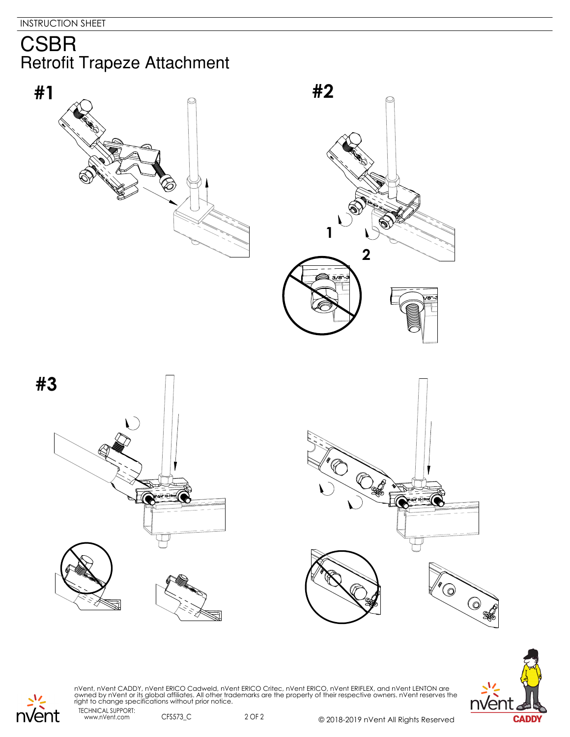INSTRUCTION SHEET

# CSBR
## Retrofit Trapeze Attachment

**#1**

**#2**

1

2

**#3**

nVent, nVent CADDY, nVent ERICO Cadweld, nVent ERICO Critec, nVent ERICO, nVent ERIFLEX, and nVent LENTON are owned by nVent or its global affiliates. All other trademarks are the property of their respective owners. nVent reserves the right to change specifications without prior notice.

TECHNICAL SUPPORT:
www.nVent.com

CFS573_C

© 2018-2019 nVent All Rights Reserved